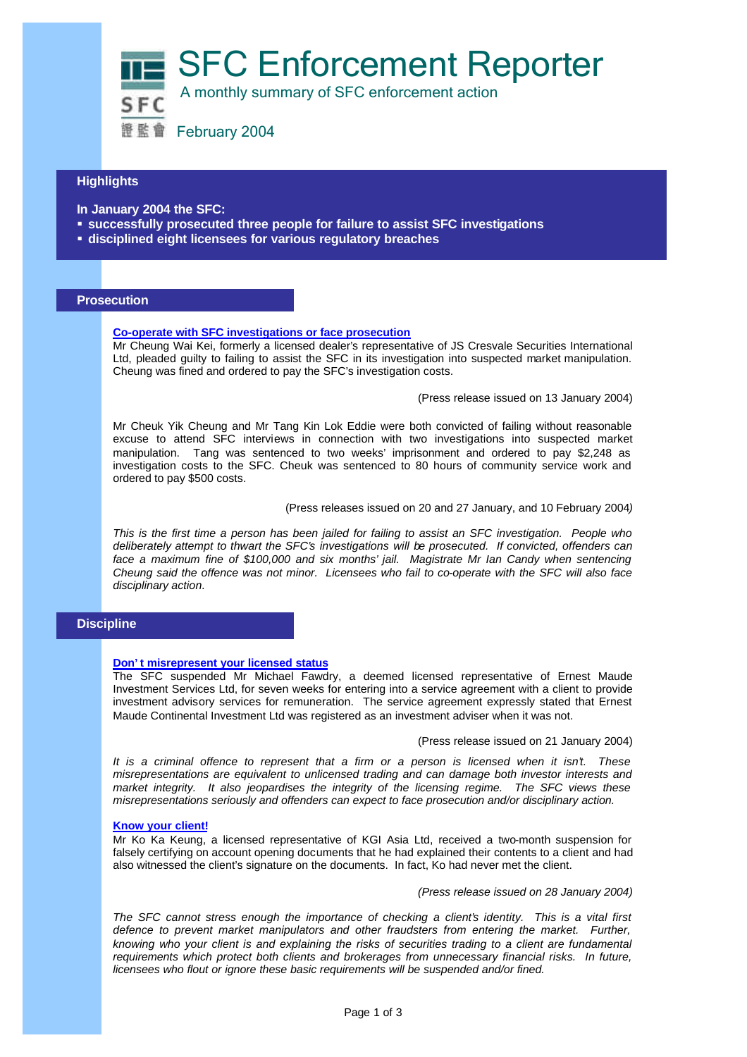# SFC Enforcement Reporter

A monthly summary of SFC enforcement action

SFC 證監會 February 2004

## Highlights

**In January 2004 the SFC:**

- **successfully prosecuted three people for failure to assist SFC investigations**
- **disciplined eight licensees for various regulatory breaches**

## Prosecution

### Co-operate with SFC investigations or face prosecution

Mr Cheung Wai Kei, formerly a licensed dealer's representative of JS Cresvale Securities International Ltd, pleaded guilty to failing to assist the SFC in its investigation into suspected market manipulation. Cheung was fined and ordered to pay the SFC's investigation costs.

(Press release issued on 13 January 2004)

Mr Cheuk Yik Cheung and Mr Tang Kin Lok Eddie were both convicted of failing without reasonable excuse to attend SFC interviews in connection with two investigations into suspected market manipulation. Tang was sentenced to two weeks' imprisonment and ordered to pay $2,248 as investigation costs to the SFC. Cheuk was sentenced to 80 hours of community service work and ordered to pay $500 costs.

(Press releases issued on 20 and 27 January, and 10 February 2004)

*This is the first time a person has been jailed for failing to assist an SFC investigation. People who deliberately attempt to thwart the SFC's investigations will be prosecuted. If convicted, offenders can face a maximum fine of $100,000 and six months' jail. Magistrate Mr Ian Candy when sentencing Cheung said the offence was not minor. Licensees who fail to co-operate with the SFC will also face disciplinary action.*

## Discipline

### Don't misrepresent your licensed status

The SFC suspended Mr Michael Fawdry, a deemed licensed representative of Ernest Maude Investment Services Ltd, for seven weeks for entering into a service agreement with a client to provide investment advisory services for remuneration. The service agreement expressly stated that Ernest Maude Continental Investment Ltd was registered as an investment adviser when it was not.

(Press release issued on 21 January 2004)

*It is a criminal offence to represent that a firm or a person is licensed when it isn't. These misrepresentations are equivalent to unlicensed trading and can damage both investor interests and market integrity. It also jeopardises the integrity of the licensing regime. The SFC views these misrepresentations seriously and offenders can expect to face prosecution and/or disciplinary action.*

### Know your client!

Mr Ko Ka Keung, a licensed representative of KGI Asia Ltd, received a two-month suspension for falsely certifying on account opening documents that he had explained their contents to a client and had also witnessed the client's signature on the documents. In fact, Ko had never met the client.

*(Press release issued on 28 January 2004)*

*The SFC cannot stress enough the importance of checking a client's identity. This is a vital first defence to prevent market manipulators and other fraudsters from entering the market. Further, knowing who your client is and explaining the risks of securities trading to a client are fundamental requirements which protect both clients and brokerages from unnecessary financial risks. In future, licensees who flout or ignore these basic requirements will be suspended and/or fined.*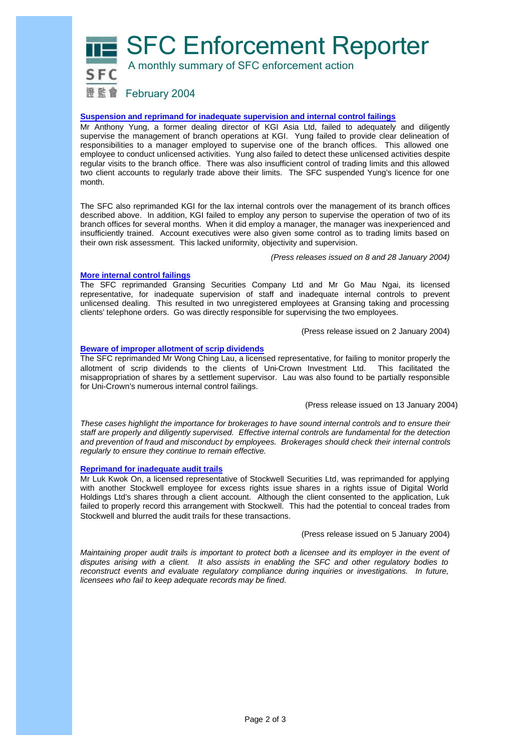# SFC Enforcement Reporter

A monthly summary of SFC enforcement action

February 2004

### Suspension and reprimand for inadequate supervision and internal control failings

Mr Anthony Yung, a former dealing director of KGI Asia Ltd, failed to adequately and diligently supervise the management of branch operations at KGI. Yung failed to provide clear delineation of responsibilities to a manager employed to supervise one of the branch offices. This allowed one employee to conduct unlicensed activities. Yung also failed to detect these unlicensed activities despite regular visits to the branch office. There was also insufficient control of trading limits and this allowed two client accounts to regularly trade above their limits. The SFC suspended Yung's licence for one month.

The SFC also reprimanded KGI for the lax internal controls over the management of its branch offices described above. In addition, KGI failed to employ any person to supervise the operation of two of its branch offices for several months. When it did employ a manager, the manager was inexperienced and insufficiently trained. Account executives were also given some control as to trading limits based on their own risk assessment. This lacked uniformity, objectivity and supervision.

*(Press releases issued on 8 and 28 January 2004)*

### More internal control failings

The SFC reprimanded Gransing Securities Company Ltd and Mr Go Mau Ngai, its licensed representative, for inadequate supervision of staff and inadequate internal controls to prevent unlicensed dealing. This resulted in two unregistered employees at Gransing taking and processing clients' telephone orders. Go was directly responsible for supervising the two employees.

(Press release issued on 2 January 2004)

### Beware of improper allotment of scrip dividends

The SFC reprimanded Mr Wong Ching Lau, a licensed representative, for failing to monitor properly the allotment of scrip dividends to the clients of Uni-Crown Investment Ltd. This facilitated the misappropriation of shares by a settlement supervisor. Lau was also found to be partially responsible for Uni-Crown's numerous internal control failings.

(Press release issued on 13 January 2004)

*These cases highlight the importance for brokerages to have sound internal controls and to ensure their staff are properly and diligently supervised. Effective internal controls are fundamental for the detection and prevention of fraud and misconduct by employees. Brokerages should check their internal controls regularly to ensure they continue to remain effective.*

### Reprimand for inadequate audit trails

Mr Luk Kwok On, a licensed representative of Stockwell Securities Ltd, was reprimanded for applying with another Stockwell employee for excess rights issue shares in a rights issue of Digital World Holdings Ltd's shares through a client account. Although the client consented to the application, Luk failed to properly record this arrangement with Stockwell. This had the potential to conceal trades from Stockwell and blurred the audit trails for these transactions.

(Press release issued on 5 January 2004)

*Maintaining proper audit trails is important to protect both a licensee and its employer in the event of disputes arising with a client. It also assists in enabling the SFC and other regulatory bodies to reconstruct events and evaluate regulatory compliance during inquiries or investigations. In future, licensees who fail to keep adequate records may be fined.*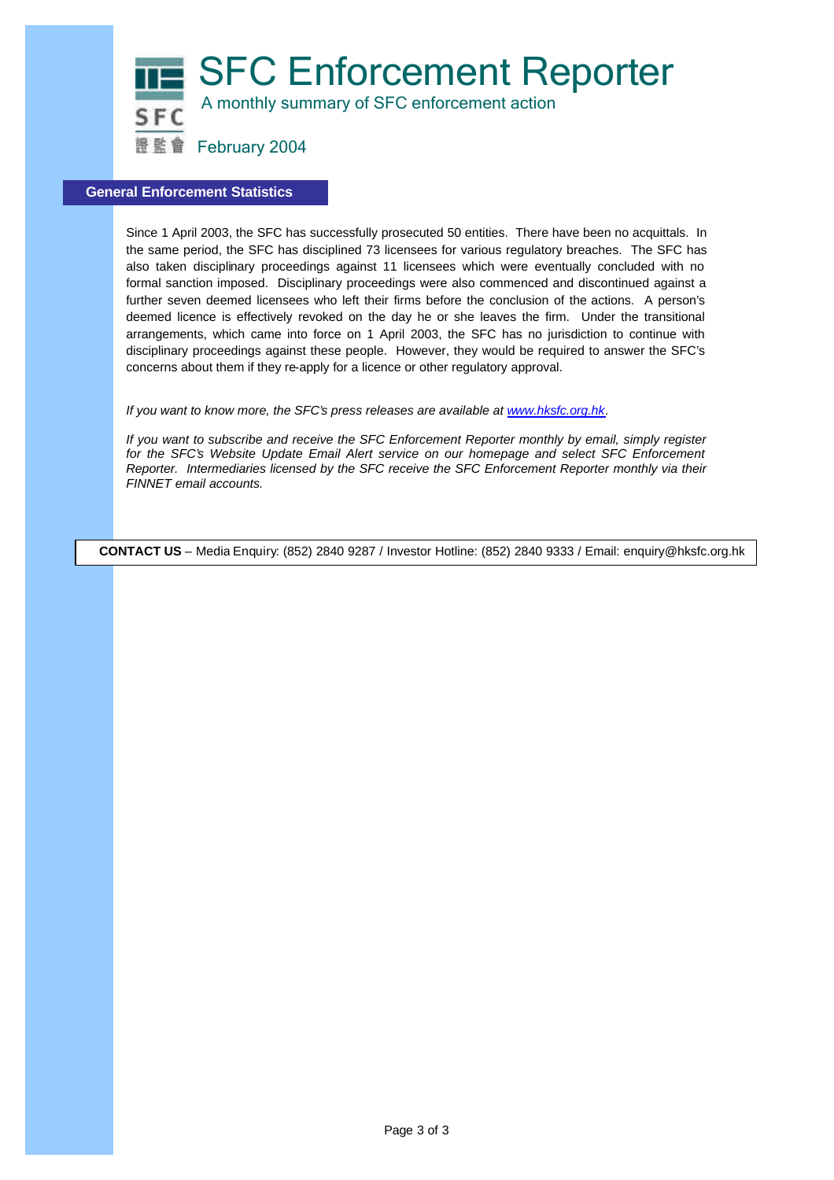# SFC Enforcement Reporter

A monthly summary of SFC enforcement action

February 2004

## General Enforcement Statistics

Since 1 April 2003, the SFC has successfully prosecuted 50 entities. There have been no acquittals. In the same period, the SFC has disciplined 73 licensees for various regulatory breaches. The SFC has also taken disciplinary proceedings against 11 licensees which were eventually concluded with no formal sanction imposed. Disciplinary proceedings were also commenced and discontinued against a further seven deemed licensees who left their firms before the conclusion of the actions. A person's deemed licence is effectively revoked on the day he or she leaves the firm. Under the transitional arrangements, which came into force on 1 April 2003, the SFC has no jurisdiction to continue with disciplinary proceedings against these people. However, they would be required to answer the SFC's concerns about them if they re-apply for a licence or other regulatory approval.

*If you want to know more, the SFC's press releases are available at www.hksfc.org.hk.*

*If you want to subscribe and receive the SFC Enforcement Reporter monthly by email, simply register for the SFC's Website Update Email Alert service on our homepage and select SFC Enforcement Reporter. Intermediaries licensed by the SFC receive the SFC Enforcement Reporter monthly via their FINNET email accounts.*

**CONTACT US** – Media Enquiry: (852) 2840 9287 / Investor Hotline: (852) 2840 9333 / Email: enquiry@hksfc.org.hk